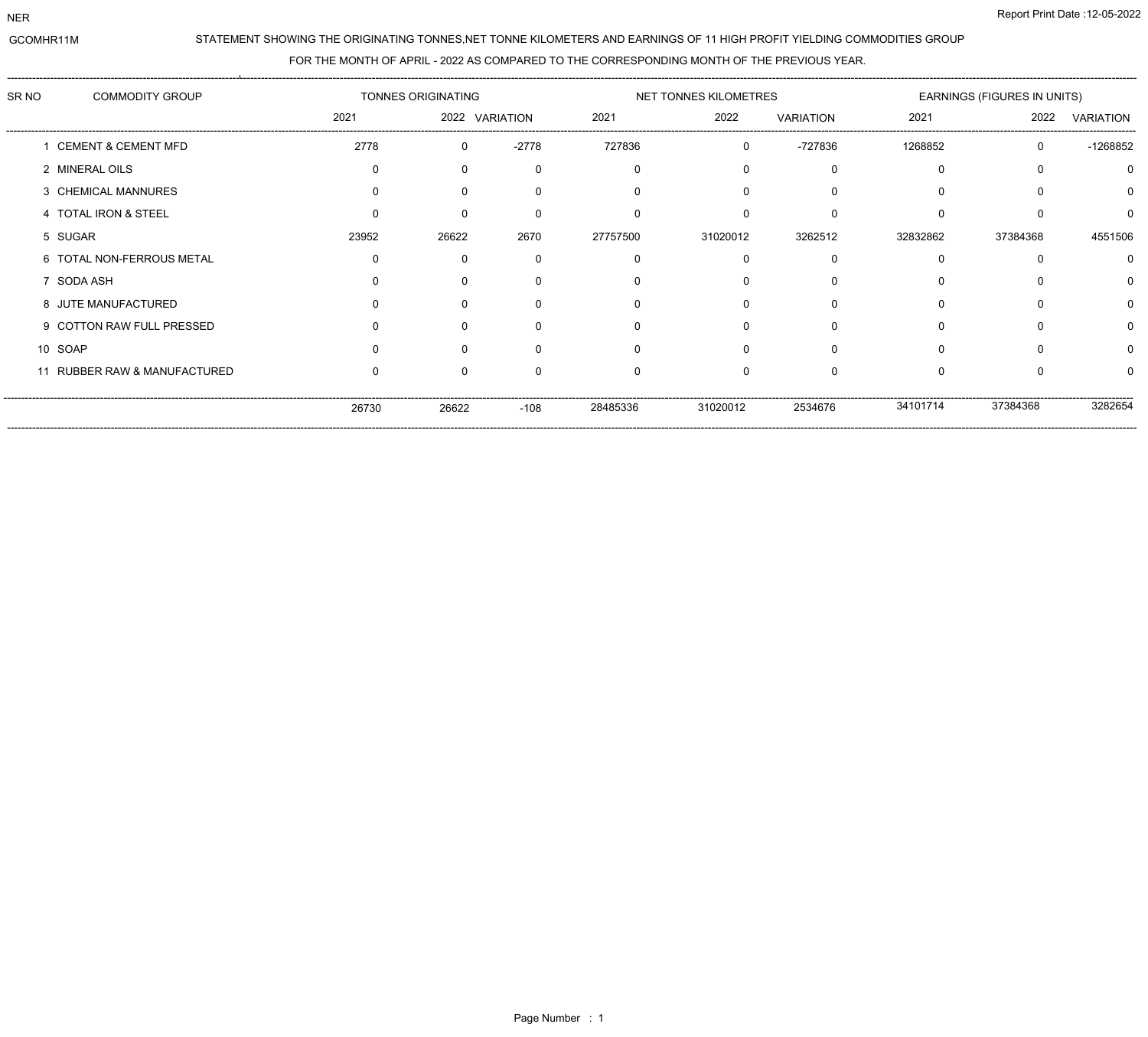NER

GCOMHR11M

Report Print Date :12-05-2022

STATEMENT SHOWING THE ORIGINATING TONNES,NET TONNE KILOMETERS AND EARNINGS OF 11 HIGH PROFIT YIELDING COMMODITIES GROUP

FOR THE MONTH OF APRIL - 2022 AS COMPARED TO THE CORRESPONDING MONTH OF THE PREVIOUS YEAR.

| SR NO | COMMODITY GROUP | TONNES ORIGINATING | | | NET TONNES KILOMETRES | | | EARNINGS (FIGURES IN UNITS) | | |
|---|---|---|---|---|---|---|---|---|---|---|
| | | 2021 | 2022 | VARIATION | 2021 | 2022 | VARIATION | 2021 | 2022 | VARIATION |
| 1 | CEMENT & CEMENT MFD | 2778 | 0 | -2778 | 727836 | 0 | -727836 | 1268852 | 0 | -1268852 |
| 2 | MINERAL OILS | 0 | 0 | 0 | 0 | 0 | 0 | 0 | 0 | 0 |
| 3 | CHEMICAL MANNURES | 0 | 0 | 0 | 0 | 0 | 0 | 0 | 0 | 0 |
| 4 | TOTAL IRON & STEEL | 0 | 0 | 0 | 0 | 0 | 0 | 0 | 0 | 0 |
| 5 | SUGAR | 23952 | 26622 | 2670 | 27757500 | 31020012 | 3262512 | 32832862 | 37384368 | 4551506 |
| 6 | TOTAL NON-FERROUS METAL | 0 | 0 | 0 | 0 | 0 | 0 | 0 | 0 | 0 |
| 7 | SODA ASH | 0 | 0 | 0 | 0 | 0 | 0 | 0 | 0 | 0 |
| 8 | JUTE MANUFACTURED | 0 | 0 | 0 | 0 | 0 | 0 | 0 | 0 | 0 |
| 9 | COTTON RAW FULL PRESSED | 0 | 0 | 0 | 0 | 0 | 0 | 0 | 0 | 0 |
| 10 | SOAP | 0 | 0 | 0 | 0 | 0 | 0 | 0 | 0 | 0 |
| 11 | RUBBER RAW & MANUFACTURED | 0 | 0 | 0 | 0 | 0 | 0 | 0 | 0 | 0 |
| | | 26730 | 26622 | -108 | 28485336 | 31020012 | 2534676 | 34101714 | 37384368 | 3282654 |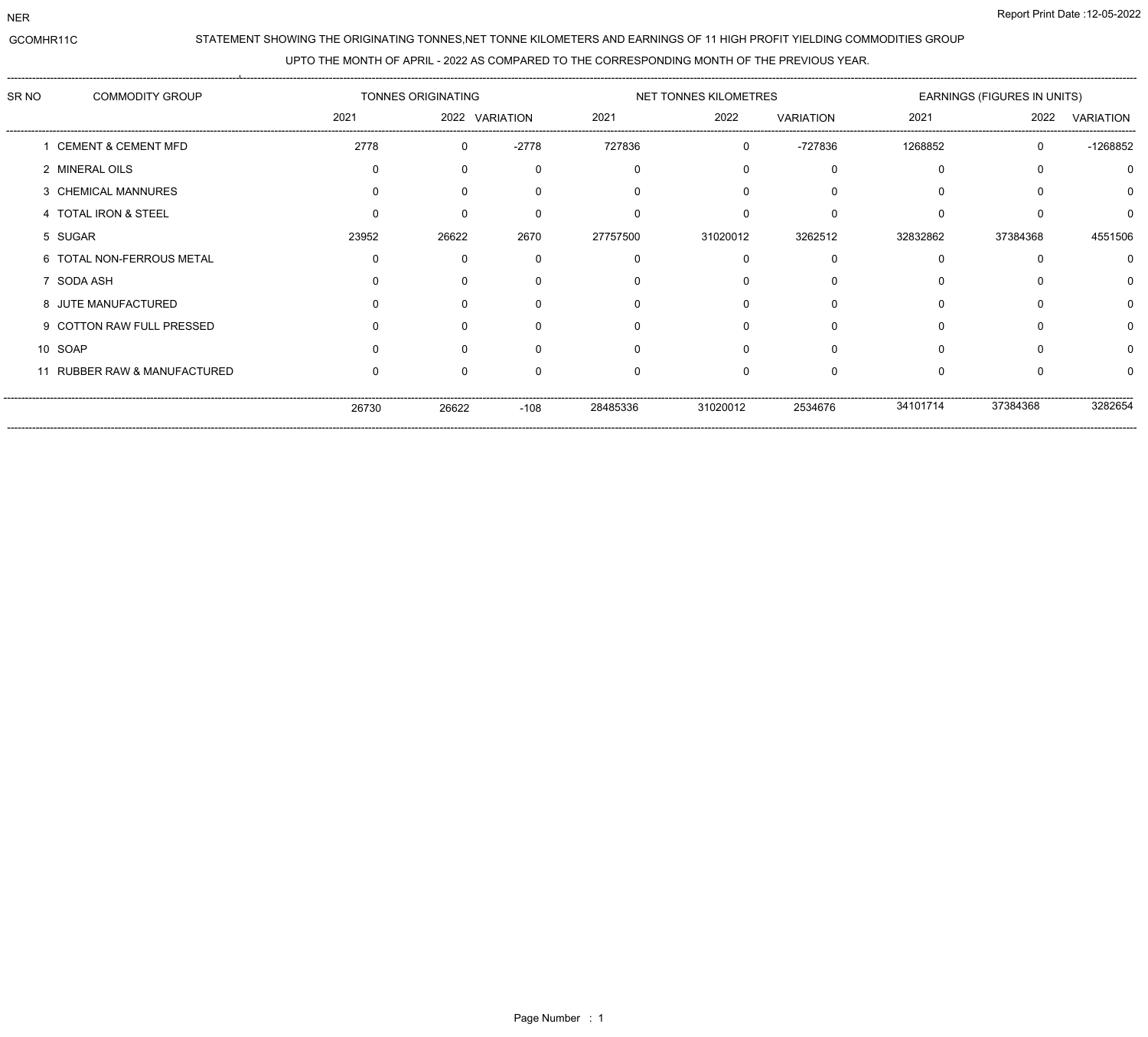NER

GCOMHR11C

STATEMENT SHOWING THE ORIGINATING TONNES,NET TONNE KILOMETERS AND EARNINGS OF 11 HIGH PROFIT YIELDING COMMODITIES GROUP

UPTO THE MONTH OF APRIL - 2022 AS COMPARED TO THE CORRESPONDING MONTH OF THE PREVIOUS YEAR.

Report Print Date :12-05-2022

| SR NO | COMMODITY GROUP | TONNES ORIGINATING | | | NET TONNES KILOMETRES | | | EARNINGS (FIGURES IN UNITS) | | |
|---|---|---|---|---|---|---|---|---|---|---|
| | | 2021 | 2022 | VARIATION | 2021 | 2022 | VARIATION | 2021 | 2022 | VARIATION |
| 1 | CEMENT & CEMENT MFD | 2778 | 0 | -2778 | 727836 | 0 | -727836 | 1268852 | 0 | -1268852 |
| 2 | MINERAL OILS | 0 | 0 | 0 | 0 | 0 | 0 | 0 | 0 | 0 |
| 3 | CHEMICAL MANNURES | 0 | 0 | 0 | 0 | 0 | 0 | 0 | 0 | 0 |
| 4 | TOTAL IRON & STEEL | 0 | 0 | 0 | 0 | 0 | 0 | 0 | 0 | 0 |
| 5 | SUGAR | 23952 | 26622 | 2670 | 27757500 | 31020012 | 3262512 | 32832862 | 37384368 | 4551506 |
| 6 | TOTAL NON-FERROUS METAL | 0 | 0 | 0 | 0 | 0 | 0 | 0 | 0 | 0 |
| 7 | SODA ASH | 0 | 0 | 0 | 0 | 0 | 0 | 0 | 0 | 0 |
| 8 | JUTE MANUFACTURED | 0 | 0 | 0 | 0 | 0 | 0 | 0 | 0 | 0 |
| 9 | COTTON RAW FULL PRESSED | 0 | 0 | 0 | 0 | 0 | 0 | 0 | 0 | 0 |
| 10 | SOAP | 0 | 0 | 0 | 0 | 0 | 0 | 0 | 0 | 0 |
| 11 | RUBBER RAW & MANUFACTURED | 0 | 0 | 0 | 0 | 0 | 0 | 0 | 0 | 0 |
| | | 26730 | 26622 | -108 | 28485336 | 31020012 | 2534676 | 34101714 | 37384368 | 3282654 |